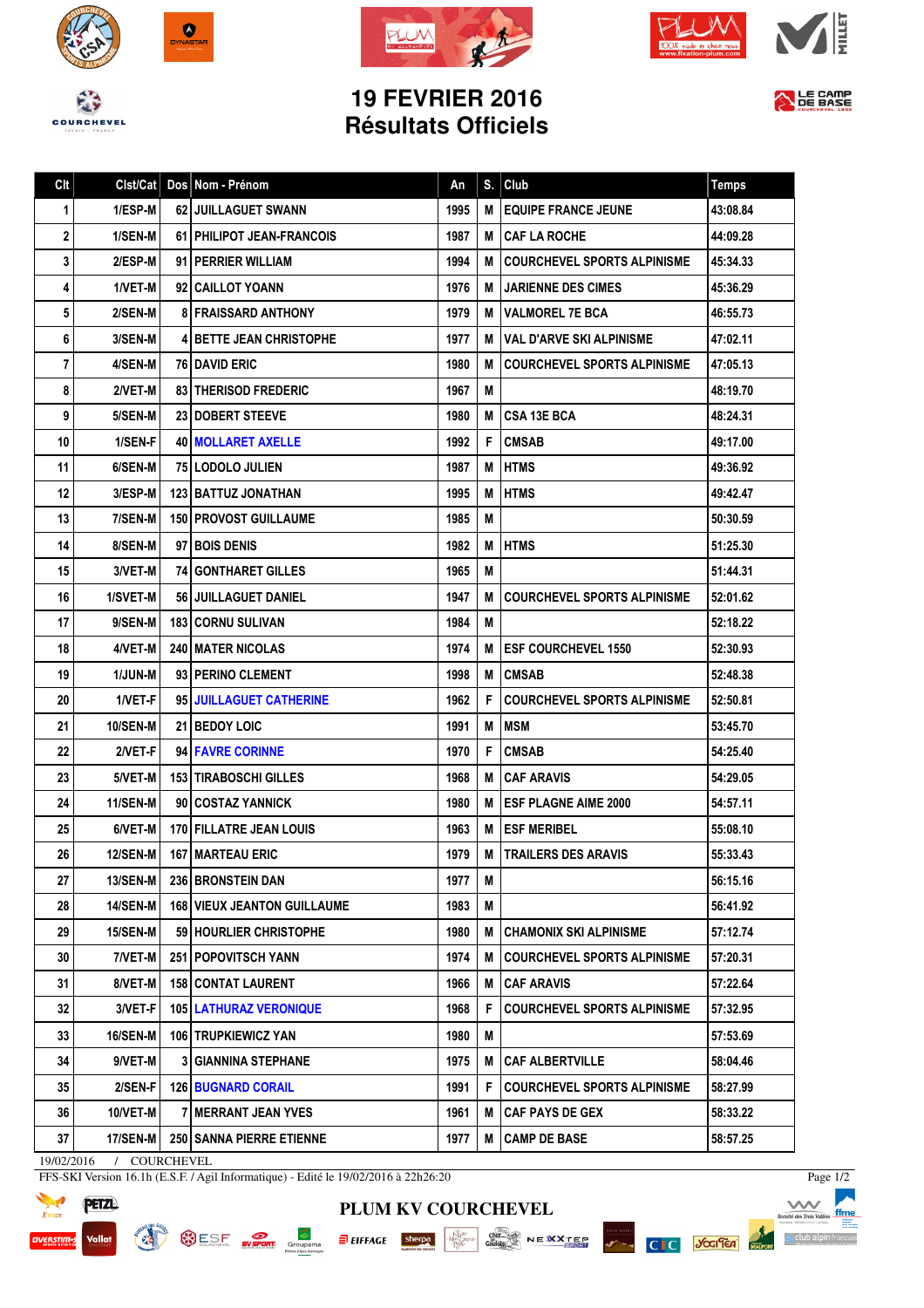# 19 FEVRIER 2016
# Résultats Officiels

| Clt | Clst/Cat | Dos | Nom - Prénom | An | S. | Club | Temps |
|---|---|---|---|---|---|---|---|
| 1 | 1/ESP-M | 62 | JUILLAGUET SWANN | 1995 | M | EQUIPE FRANCE JEUNE | 43:08.84 |
| 2 | 1/SEN-M | 61 | PHILIPOT JEAN-FRANCOIS | 1987 | M | CAF LA ROCHE | 44:09.28 |
| 3 | 2/ESP-M | 91 | PERRIER WILLIAM | 1994 | M | COURCHEVEL SPORTS ALPINISME | 45:34.33 |
| 4 | 1/VET-M | 92 | CAILLOT YOANN | 1976 | M | JARIENNE DES CIMES | 45:36.29 |
| 5 | 2/SEN-M | 8 | FRAISSARD ANTHONY | 1979 | M | VALMOREL 7E BCA | 46:55.73 |
| 6 | 3/SEN-M | 4 | BETTE JEAN CHRISTOPHE | 1977 | M | VAL D'ARVE SKI ALPINISME | 47:02.11 |
| 7 | 4/SEN-M | 76 | DAVID ERIC | 1980 | M | COURCHEVEL SPORTS ALPINISME | 47:05.13 |
| 8 | 2/VET-M | 83 | THERISOD FREDERIC | 1967 | M | | 48:19.70 |
| 9 | 5/SEN-M | 23 | DOBERT STEEVE | 1980 | M | CSA 13E BCA | 48:24.31 |
| 10 | 1/SEN-F | 40 | MOLLARET AXELLE | 1992 | F | CMSAB | 49:17.00 |
| 11 | 6/SEN-M | 75 | LODOLO JULIEN | 1987 | M | HTMS | 49:36.92 |
| 12 | 3/ESP-M | 123 | BATTUZ JONATHAN | 1995 | M | HTMS | 49:42.47 |
| 13 | 7/SEN-M | 150 | PROVOST GUILLAUME | 1985 | M | | 50:30.59 |
| 14 | 8/SEN-M | 97 | BOIS DENIS | 1982 | M | HTMS | 51:25.30 |
| 15 | 3/VET-M | 74 | GONTHARET GILLES | 1965 | M | | 51:44.31 |
| 16 | 1/SVET-M | 56 | JUILLAGUET DANIEL | 1947 | M | COURCHEVEL SPORTS ALPINISME | 52:01.62 |
| 17 | 9/SEN-M | 183 | CORNU SULIVAN | 1984 | M | | 52:18.22 |
| 18 | 4/VET-M | 240 | MATER NICOLAS | 1974 | M | ESF COURCHEVEL 1550 | 52:30.93 |
| 19 | 1/JUN-M | 93 | PERINO CLEMENT | 1998 | M | CMSAB | 52:48.38 |
| 20 | 1/VET-F | 95 | JUILLAGUET CATHERINE | 1962 | F | COURCHEVEL SPORTS ALPINISME | 52:50.81 |
| 21 | 10/SEN-M | 21 | BEDOY LOIC | 1991 | M | MSM | 53:45.70 |
| 22 | 2/VET-F | 94 | FAVRE CORINNE | 1970 | F | CMSAB | 54:25.40 |
| 23 | 5/VET-M | 153 | TIRABOSCHI GILLES | 1968 | M | CAF ARAVIS | 54:29.05 |
| 24 | 11/SEN-M | 90 | COSTAZ YANNICK | 1980 | M | ESF PLAGNE AIME 2000 | 54:57.11 |
| 25 | 6/VET-M | 170 | FILLATRE JEAN LOUIS | 1963 | M | ESF MERIBEL | 55:08.10 |
| 26 | 12/SEN-M | 167 | MARTEAU ERIC | 1979 | M | TRAILERS DES ARAVIS | 55:33.43 |
| 27 | 13/SEN-M | 236 | BRONSTEIN DAN | 1977 | M | | 56:15.16 |
| 28 | 14/SEN-M | 168 | VIEUX JEANTON GUILLAUME | 1983 | M | | 56:41.92 |
| 29 | 15/SEN-M | 59 | HOURLIER CHRISTOPHE | 1980 | M | CHAMONIX SKI ALPINISME | 57:12.74 |
| 30 | 7/VET-M | 251 | POPOVITSCH YANN | 1974 | M | COURCHEVEL SPORTS ALPINISME | 57:20.31 |
| 31 | 8/VET-M | 158 | CONTAT LAURENT | 1966 | M | CAF ARAVIS | 57:22.64 |
| 32 | 3/VET-F | 105 | LATHURAZ VERONIQUE | 1968 | F | COURCHEVEL SPORTS ALPINISME | 57:32.95 |
| 33 | 16/SEN-M | 106 | TRUPKIEWICZ YAN | 1980 | M | | 57:53.69 |
| 34 | 9/VET-M | 3 | GIANNINA STEPHANE | 1975 | M | CAF ALBERTVILLE | 58:04.46 |
| 35 | 2/SEN-F | 126 | BUGNARD CORAIL | 1991 | F | COURCHEVEL SPORTS ALPINISME | 58:27.99 |
| 36 | 10/VET-M | 7 | MERRANT JEAN YVES | 1961 | M | CAF PAYS DE GEX | 58:33.22 |
| 37 | 17/SEN-M | 250 | SANNA PIERRE ETIENNE | 1977 | M | CAMP DE BASE | 58:57.25 |

19/02/2016 / COURCHEVEL

FFS-SKI Version 16.1h (E.S.F. / Agil Informatique) - Edité le 19/02/2016 à 22h26:20

PLUM KV COURCHEVEL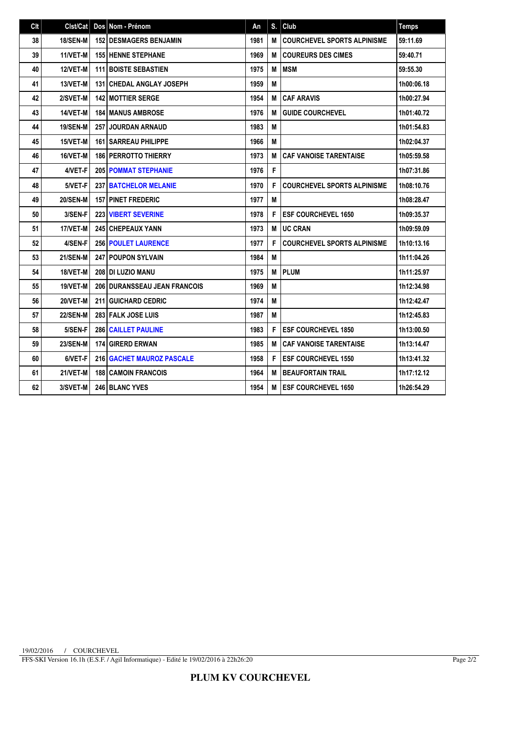| Clt | Clst/Cat | Dos | Nom - Prénom | An | S. | Club | Temps |
|---|---|---|---|---|---|---|---|
| 38 | 18/SEN-M | 152 | DESMAGERS BENJAMIN | 1981 | M | COURCHEVEL SPORTS ALPINISME | 59:11.69 |
| 39 | 11/VET-M | 155 | HENNE STEPHANE | 1969 | M | COUREURS DES CIMES | 59:40.71 |
| 40 | 12/VET-M | 111 | BOISTE SEBASTIEN | 1975 | M | MSM | 59:55.30 |
| 41 | 13/VET-M | 131 | CHEDAL ANGLAY JOSEPH | 1959 | M | | 1h00:06.18 |
| 42 | 2/SVET-M | 142 | MOTTIER SERGE | 1954 | M | CAF ARAVIS | 1h00:27.94 |
| 43 | 14/VET-M | 184 | MANUS AMBROSE | 1976 | M | GUIDE COURCHEVEL | 1h01:40.72 |
| 44 | 19/SEN-M | 257 | JOURDAN ARNAUD | 1983 | M | | 1h01:54.83 |
| 45 | 15/VET-M | 161 | SARREAU PHILIPPE | 1966 | M | | 1h02:04.37 |
| 46 | 16/VET-M | 186 | PERROTTO THIERRY | 1973 | M | CAF VANOISE TARENTAISE | 1h05:59.58 |
| 47 | 4/VET-F | 205 | POMMAT STEPHANIE | 1976 | F | | 1h07:31.86 |
| 48 | 5/VET-F | 237 | BATCHELOR MELANIE | 1970 | F | COURCHEVEL SPORTS ALPINISME | 1h08:10.76 |
| 49 | 20/SEN-M | 157 | PINET FREDERIC | 1977 | M | | 1h08:28.47 |
| 50 | 3/SEN-F | 223 | VIBERT SEVERINE | 1978 | F | ESF COURCHEVEL 1650 | 1h09:35.37 |
| 51 | 17/VET-M | 245 | CHEPEAUX YANN | 1973 | M | UC CRAN | 1h09:59.09 |
| 52 | 4/SEN-F | 256 | POULET LAURENCE | 1977 | F | COURCHEVEL SPORTS ALPINISME | 1h10:13.16 |
| 53 | 21/SEN-M | 247 | POUPON SYLVAIN | 1984 | M | | 1h11:04.26 |
| 54 | 18/VET-M | 208 | DI LUZIO MANU | 1975 | M | PLUM | 1h11:25.97 |
| 55 | 19/VET-M | 206 | DURANSSEAU JEAN FRANCOIS | 1969 | M | | 1h12:34.98 |
| 56 | 20/VET-M | 211 | GUICHARD CEDRIC | 1974 | M | | 1h12:42.47 |
| 57 | 22/SEN-M | 283 | FALK JOSE LUIS | 1987 | M | | 1h12:45.83 |
| 58 | 5/SEN-F | 286 | CAILLET PAULINE | 1983 | F | ESF COURCHEVEL 1850 | 1h13:00.50 |
| 59 | 23/SEN-M | 174 | GIRERD ERWAN | 1985 | M | CAF VANOISE TARENTAISE | 1h13:14.47 |
| 60 | 6/VET-F | 216 | GACHET MAUROZ PASCALE | 1958 | F | ESF COURCHEVEL 1550 | 1h13:41.32 |
| 61 | 21/VET-M | 188 | CAMOIN FRANCOIS | 1964 | M | BEAUFORTAIN TRAIL | 1h17:12.12 |
| 62 | 3/SVET-M | 246 | BLANC YVES | 1954 | M | ESF COURCHEVEL 1650 | 1h26:54.29 |

19/02/2016 / COURCHEVEL

FFS-SKI Version 16.1h (E.S.F. / Agil Informatique) - Edité le 19/02/2016 à 22h26:20

**PLUM KV COURCHEVEL**